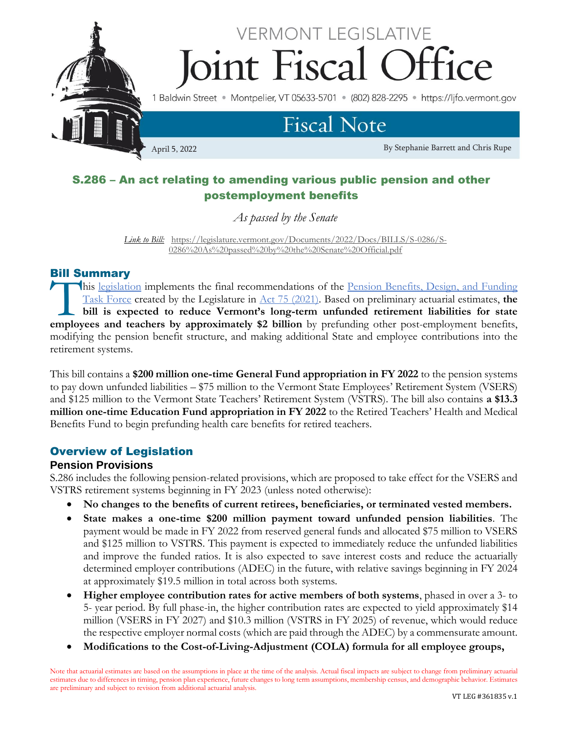# VERMONT LEGISLATIVE Joint Fiscal Office

1 Baldwin Street • Montpelier, VT 05633-5701 • (802) 828-2295 • https://ljfo.vermont.gov

## Fiscal Note

April 5, 2022

By Stephanie Barrett and Chris Rupe

## S.286 – An act relating to amending various public pension and other postemployment benefits

*As passed by the Senate*

*Link to Bill:* https://legislature.vermont.gov/Documents/2022/Docs/BILLS/S-0286/S-0286%20As%20passed%20by%20the%20Senate%20Official.pdf

## Bill Summary

This legislation implements the final recommendations of the Pension Benefits, Design, and Funding Task Force created by the Legislature in Act 75 (2021). Based on preliminary actuarial estimates, **the bill is expected to reduce Vermont's long-term unfunded retirement liabilities for state employees and teachers by approximately $2 billion** by prefunding other post-employment benefits, modifying the pension benefit structure, and making additional State and employee contributions into the retirement systems.

This bill contains a **$200 million one-time General Fund appropriation in FY 2022** to the pension systems to pay down unfunded liabilities – $75 million to the Vermont State Employees' Retirement System (VSERS) and $125 million to the Vermont State Teachers' Retirement System (VSTRS). The bill also contains **a $13.3 million one-time Education Fund appropriation in FY 2022** to the Retired Teachers' Health and Medical Benefits Fund to begin prefunding health care benefits for retired teachers.

## Overview of Legislation

### Pension Provisions

S.286 includes the following pension-related provisions, which are proposed to take effect for the VSERS and VSTRS retirement systems beginning in FY 2023 (unless noted otherwise):

- **No changes to the benefits of current retirees, beneficiaries, or terminated vested members.**
- **State makes a one-time $200 million payment toward unfunded pension liabilities**. The payment would be made in FY 2022 from reserved general funds and allocated $75 million to VSERS and $125 million to VSTRS. This payment is expected to immediately reduce the unfunded liabilities and improve the funded ratios. It is also expected to save interest costs and reduce the actuarially determined employer contributions (ADEC) in the future, with relative savings beginning in FY 2024 at approximately $19.5 million in total across both systems.
- **Higher employee contribution rates for active members of both systems**, phased in over a 3- to 5- year period. By full phase-in, the higher contribution rates are expected to yield approximately $14 million (VSERS in FY 2027) and $10.3 million (VSTRS in FY 2025) of revenue, which would reduce the respective employer normal costs (which are paid through the ADEC) by a commensurate amount.
- **Modifications to the Cost-of-Living-Adjustment (COLA) formula for all employee groups,**

Note that actuarial estimates are based on the assumptions in place at the time of the analysis. Actual fiscal impacts are subject to change from preliminary actuarial estimates due to differences in timing, pension plan experience, future changes to long term assumptions, membership census, and demographic behavior. Estimates are preliminary and subject to revision from additional actuarial analysis.

VT LEG #361835 v.1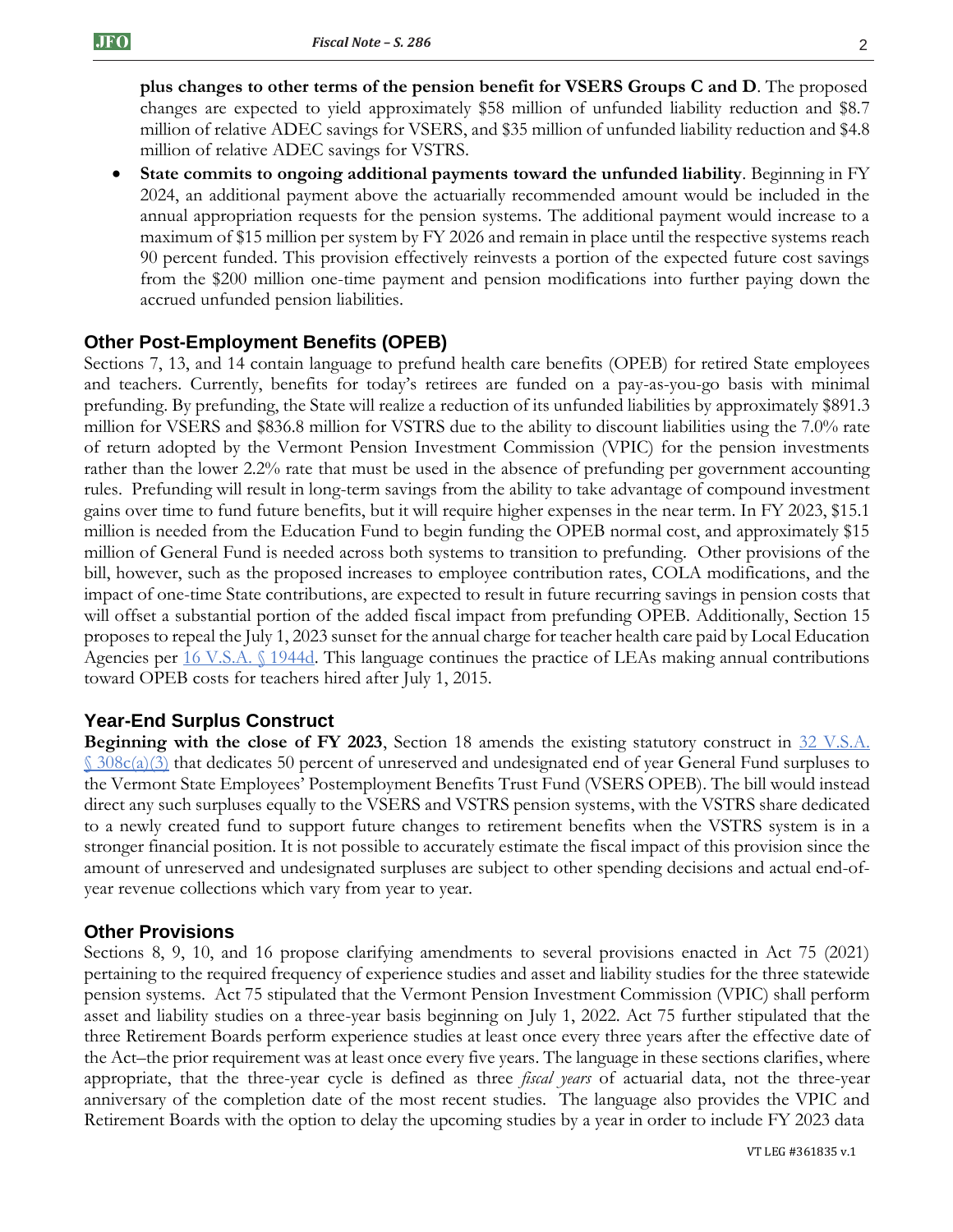**plus changes to other terms of the pension benefit for VSERS Groups C and D**. The proposed changes are expected to yield approximately $58 million of unfunded liability reduction and $8.7 million of relative ADEC savings for VSERS, and $35 million of unfunded liability reduction and $4.8 million of relative ADEC savings for VSTRS.

- **State commits to ongoing additional payments toward the unfunded liability**. Beginning in FY 2024, an additional payment above the actuarially recommended amount would be included in the annual appropriation requests for the pension systems. The additional payment would increase to a maximum of $15 million per system by FY 2026 and remain in place until the respective systems reach 90 percent funded. This provision effectively reinvests a portion of the expected future cost savings from the $200 million one-time payment and pension modifications into further paying down the accrued unfunded pension liabilities.

## Other Post-Employment Benefits (OPEB)

Sections 7, 13, and 14 contain language to prefund health care benefits (OPEB) for retired State employees and teachers. Currently, benefits for today's retirees are funded on a pay-as-you-go basis with minimal prefunding. By prefunding, the State will realize a reduction of its unfunded liabilities by approximately $891.3 million for VSERS and $836.8 million for VSTRS due to the ability to discount liabilities using the 7.0% rate of return adopted by the Vermont Pension Investment Commission (VPIC) for the pension investments rather than the lower 2.2% rate that must be used in the absence of prefunding per government accounting rules. Prefunding will result in long-term savings from the ability to take advantage of compound investment gains over time to fund future benefits, but it will require higher expenses in the near term. In FY 2023, $15.1 million is needed from the Education Fund to begin funding the OPEB normal cost, and approximately $15 million of General Fund is needed across both systems to transition to prefunding. Other provisions of the bill, however, such as the proposed increases to employee contribution rates, COLA modifications, and the impact of one-time State contributions, are expected to result in future recurring savings in pension costs that will offset a substantial portion of the added fiscal impact from prefunding OPEB. Additionally, Section 15 proposes to repeal the July 1, 2023 sunset for the annual charge for teacher health care paid by Local Education Agencies per 16 V.S.A. § 1944d. This language continues the practice of LEAs making annual contributions toward OPEB costs for teachers hired after July 1, 2015.

## Year-End Surplus Construct

**Beginning with the close of FY 2023**, Section 18 amends the existing statutory construct in 32 V.S.A. § 308c(a)(3) that dedicates 50 percent of unreserved and undesignated end of year General Fund surpluses to the Vermont State Employees' Postemployment Benefits Trust Fund (VSERS OPEB). The bill would instead direct any such surpluses equally to the VSERS and VSTRS pension systems, with the VSTRS share dedicated to a newly created fund to support future changes to retirement benefits when the VSTRS system is in a stronger financial position. It is not possible to accurately estimate the fiscal impact of this provision since the amount of unreserved and undesignated surpluses are subject to other spending decisions and actual end-of-year revenue collections which vary from year to year.

## Other Provisions

Sections 8, 9, 10, and 16 propose clarifying amendments to several provisions enacted in Act 75 (2021) pertaining to the required frequency of experience studies and asset and liability studies for the three statewide pension systems. Act 75 stipulated that the Vermont Pension Investment Commission (VPIC) shall perform asset and liability studies on a three-year basis beginning on July 1, 2022. Act 75 further stipulated that the three Retirement Boards perform experience studies at least once every three years after the effective date of the Act–the prior requirement was at least once every five years. The language in these sections clarifies, where appropriate, that the three-year cycle is defined as three *fiscal years* of actuarial data, not the three-year anniversary of the completion date of the most recent studies. The language also provides the VPIC and Retirement Boards with the option to delay the upcoming studies by a year in order to include FY 2023 data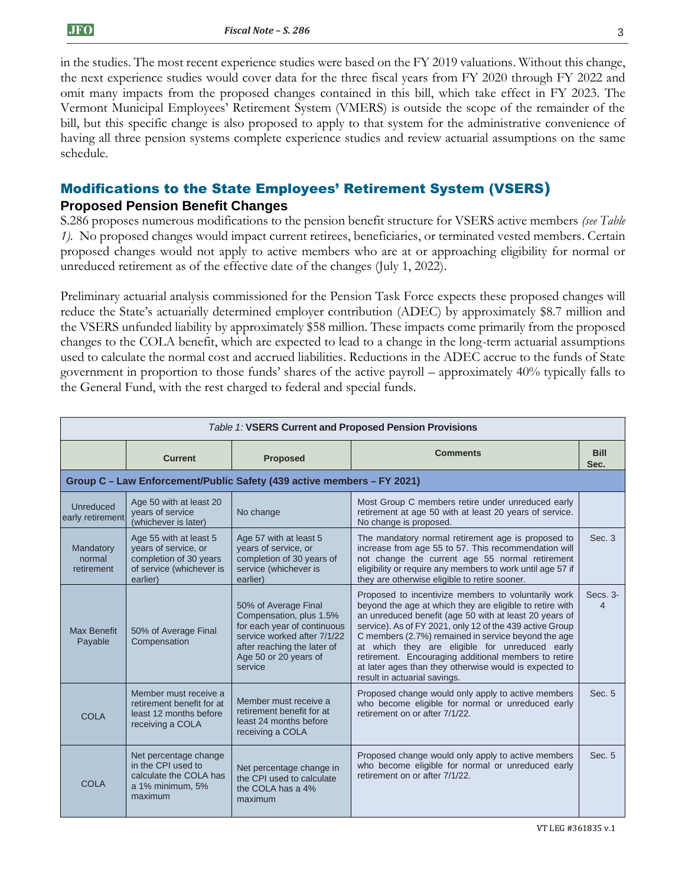in the studies. The most recent experience studies were based on the FY 2019 valuations. Without this change, the next experience studies would cover data for the three fiscal years from FY 2020 through FY 2022 and omit many impacts from the proposed changes contained in this bill, which take effect in FY 2023. The Vermont Municipal Employees' Retirement System (VMERS) is outside the scope of the remainder of the bill, but this specific change is also proposed to apply to that system for the administrative convenience of having all three pension systems complete experience studies and review actuarial assumptions on the same schedule.

## Modifications to the State Employees' Retirement System (VSERS)

### Proposed Pension Benefit Changes

S.286 proposes numerous modifications to the pension benefit structure for VSERS active members *(see Table 1)*. No proposed changes would impact current retirees, beneficiaries, or terminated vested members. Certain proposed changes would not apply to active members who are at or approaching eligibility for normal or unreduced retirement as of the effective date of the changes (July 1, 2022).

Preliminary actuarial analysis commissioned for the Pension Task Force expects these proposed changes will reduce the State's actuarially determined employer contribution (ADEC) by approximately $8.7 million and the VSERS unfunded liability by approximately $58 million. These impacts come primarily from the proposed changes to the COLA benefit, which are expected to lead to a change in the long-term actuarial assumptions used to calculate the normal cost and accrued liabilities. Reductions in the ADEC accrue to the funds of State government in proportion to those funds' shares of the active payroll – approximately 40% typically falls to the General Fund, with the rest charged to federal and special funds.

*Table 1:* **VSERS Current and Proposed Pension Provisions**

| | Current | Proposed | Comments | Bill Sec. |
|---|---|---|---|---|
| **Group C – Law Enforcement/Public Safety (439 active members – FY 2021)** | | | | |
| Unreduced early retirement | Age 50 with at least 20 years of service (whichever is later) | No change | Most Group C members retire under unreduced early retirement at age 50 with at least 20 years of service. No change is proposed. | |
| Mandatory normal retirement | Age 55 with at least 5 years of service, or completion of 30 years of service (whichever is earlier) | Age 57 with at least 5 years of service, or completion of 30 years of service (whichever is earlier) | The mandatory normal retirement age is proposed to increase from age 55 to 57. This recommendation will not change the current age 55 normal retirement eligibility or require any members to work until age 57 if they are otherwise eligible to retire sooner. | Sec. 3 |
| Max Benefit Payable | 50% of Average Final Compensation | 50% of Average Final Compensation, plus 1.5% for each year of continuous service worked after 7/1/22 after reaching the later of Age 50 or 20 years of service | Proposed to incentivize members to voluntarily work beyond the age at which they are eligible to retire with an unreduced benefit (age 50 with at least 20 years of service). As of FY 2021, only 12 of the 439 active Group C members (2.7%) remained in service beyond the age at which they are eligible for unreduced early retirement. Encouraging additional members to retire at later ages than they otherwise would is expected to result in actuarial savings. | Secs. 3-4 |
| COLA | Member must receive a retirement benefit for at least 12 months before receiving a COLA | Member must receive a retirement benefit for at least 24 months before receiving a COLA | Proposed change would only apply to active members who become eligible for normal or unreduced early retirement on or after 7/1/22. | Sec. 5 |
| COLA | Net percentage change in the CPI used to calculate the COLA has a 1% minimum, 5% maximum | Net percentage change in the CPI used to calculate the COLA has a 4% maximum | Proposed change would only apply to active members who become eligible for normal or unreduced early retirement on or after 7/1/22. | Sec. 5 |

VT LEG #361835 v.1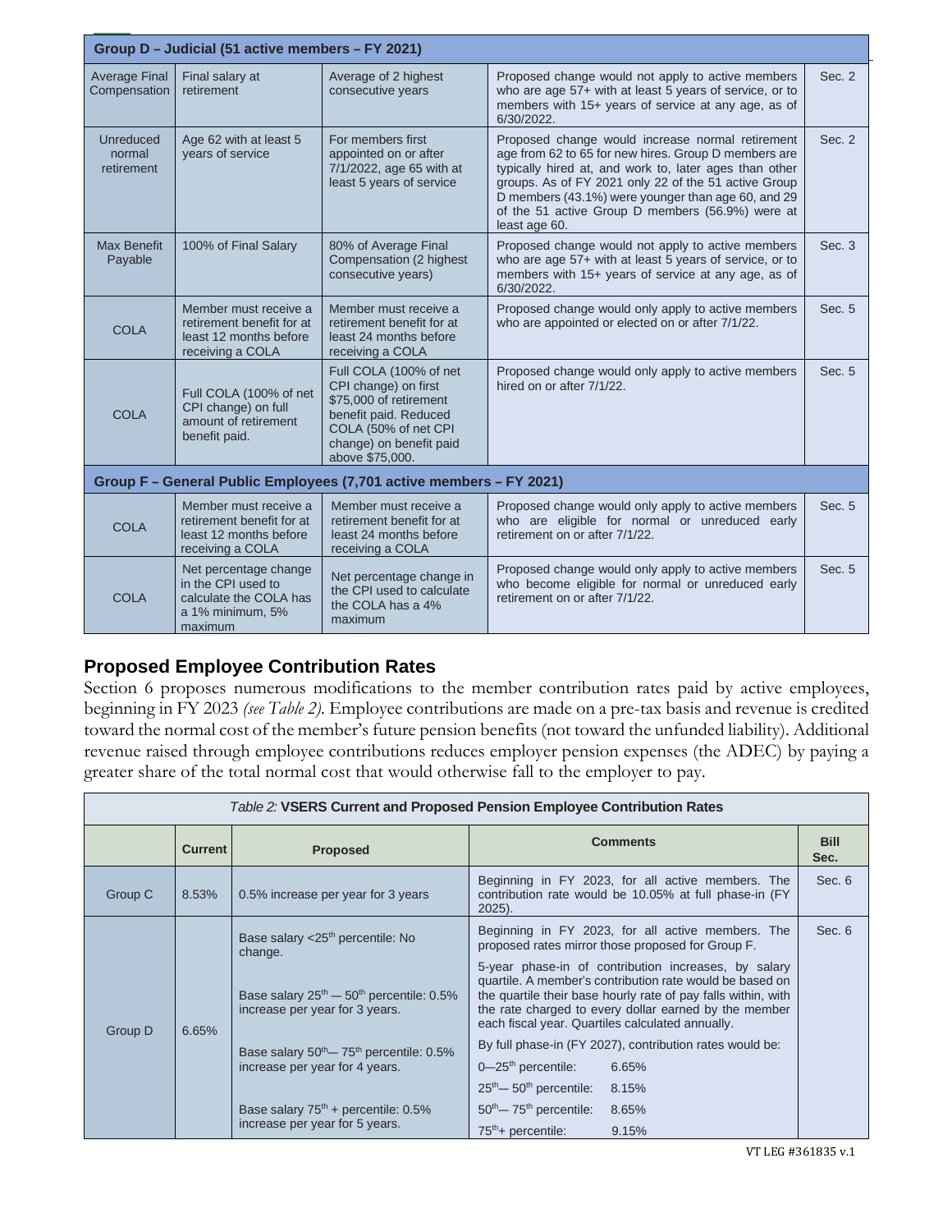| Group D – Judicial (51 active members – FY 2021) | | | | |
|---|---|---|---|---|
| Average Final Compensation | Final salary at retirement | Average of 2 highest consecutive years | Proposed change would not apply to active members who are age 57+ with at least 5 years of service, or to members with 15+ years of service at any age, as of 6/30/2022. | Sec. 2 |
| Unreduced normal retirement | Age 62 with at least 5 years of service | For members first appointed on or after 7/1/2022, age 65 with at least 5 years of service | Proposed change would increase normal retirement age from 62 to 65 for new hires. Group D members are typically hired at, and work to, later ages than other groups. As of FY 2021 only 22 of the 51 active Group D members (43.1%) were younger than age 60, and 29 of the 51 active Group D members (56.9%) were at least age 60. | Sec. 2 |
| Max Benefit Payable | 100% of Final Salary | 80% of Average Final Compensation (2 highest consecutive years) | Proposed change would not apply to active members who are age 57+ with at least 5 years of service, or to members with 15+ years of service at any age, as of 6/30/2022. | Sec. 3 |
| COLA | Member must receive a retirement benefit for at least 12 months before receiving a COLA | Member must receive a retirement benefit for at least 24 months before receiving a COLA | Proposed change would only apply to active members who are appointed or elected on or after 7/1/22. | Sec. 5 |
| COLA | Full COLA (100% of net CPI change) on full amount of retirement benefit paid. | Full COLA (100% of net CPI change) on first $75,000 of retirement benefit paid. Reduced COLA (50% of net CPI change) on benefit paid above $75,000. | Proposed change would only apply to active members hired on or after 7/1/22. | Sec. 5 |
| **Group F – General Public Employees (7,701 active members – FY 2021)** | | | | |
| COLA | Member must receive a retirement benefit for at least 12 months before receiving a COLA | Member must receive a retirement benefit for at least 24 months before receiving a COLA | Proposed change would only apply to active members who are eligible for normal or unreduced early retirement on or after 7/1/22. | Sec. 5 |
| COLA | Net percentage change in the CPI used to calculate the COLA has a 1% minimum, 5% maximum | Net percentage change in the CPI used to calculate the COLA has a 4% maximum | Proposed change would only apply to active members who become eligible for normal or unreduced early retirement on or after 7/1/22. | Sec. 5 |

## Proposed Employee Contribution Rates

Section 6 proposes numerous modifications to the member contribution rates paid by active employees, beginning in FY 2023 *(see Table 2)*. Employee contributions are made on a pre-tax basis and revenue is credited toward the normal cost of the member's future pension benefits (not toward the unfunded liability). Additional revenue raised through employee contributions reduces employer pension expenses (the ADEC) by paying a greater share of the total normal cost that would otherwise fall to the employer to pay.

*Table 2:* **VSERS Current and Proposed Pension Employee Contribution Rates**

| | Current | Proposed | Comments | Bill Sec. |
|---|---|---|---|---|
| Group C | 8.53% | 0.5% increase per year for 3 years | Beginning in FY 2023, for all active members. The contribution rate would be 10.05% at full phase-in (FY 2025). | Sec. 6 |
| Group D | 6.65% | Base salary <25th percentile: No change.<br><br>Base salary 25th — 50th percentile: 0.5% increase per year for 3 years.<br><br>Base salary 50th— 75th percentile: 0.5% increase per year for 4 years.<br><br>Base salary 75th + percentile: 0.5% increase per year for 5 years. | Beginning in FY 2023, for all active members. The proposed rates mirror those proposed for Group F.<br><br>5-year phase-in of contribution increases, by salary quartile. A member's contribution rate would be based on the quartile their base hourly rate of pay falls within, with the rate charged to every dollar earned by the member each fiscal year. Quartiles calculated annually.<br><br>By full phase-in (FY 2027), contribution rates would be:<br>0—25th percentile: 6.65%<br>25th— 50th percentile: 8.15%<br>50th— 75th percentile: 8.65%<br>75th+ percentile: 9.15% | Sec. 6 |

VT LEG #361835 v.1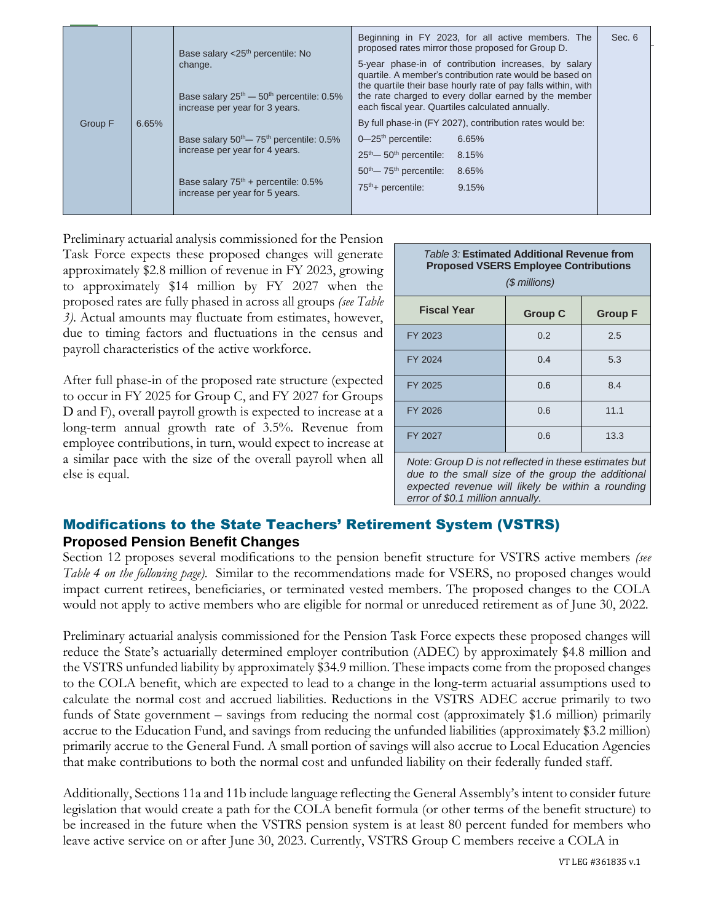| Group F | 6.65% | Base salary <25th percentile: No change.<br><br>Base salary 25th — 50th percentile: 0.5% increase per year for 3 years.<br><br>Base salary 50th— 75th percentile: 0.5% increase per year for 4 years.<br><br>Base salary 75th + percentile: 0.5% increase per year for 5 years. | Beginning in FY 2023, for all active members. The proposed rates mirror those proposed for Group D.<br><br>5-year phase-in of contribution increases, by salary quartile. A member's contribution rate would be based on the quartile their base hourly rate of pay falls within, with the rate charged to every dollar earned by the member each fiscal year. Quartiles calculated annually.<br><br>By full phase-in (FY 2027), contribution rates would be:<br>0—25th percentile: 6.65%<br>25th— 50th percentile: 8.15%<br>50th— 75th percentile: 8.65%<br>75th+ percentile: 9.15% | Sec. 6 |
|---|---|---|---|---|

Preliminary actuarial analysis commissioned for the Pension Task Force expects these proposed changes will generate approximately $2.8 million of revenue in FY 2023, growing to approximately $14 million by FY 2027 when the proposed rates are fully phased in across all groups *(see Table 3)*. Actual amounts may fluctuate from estimates, however, due to timing factors and fluctuations in the census and payroll characteristics of the active workforce.

After full phase-in of the proposed rate structure (expected to occur in FY 2025 for Group C, and FY 2027 for Groups D and F), overall payroll growth is expected to increase at a long-term annual growth rate of 3.5%. Revenue from employee contributions, in turn, would expect to increase at a similar pace with the size of the overall payroll when all else is equal.

*Table 3:* **Estimated Additional Revenue from Proposed VSERS Employee Contributions**
*($ millions)*

| Fiscal Year | Group C | Group F |
|---|---|---|
| FY 2023 | 0.2 | 2.5 |
| FY 2024 | 0.4 | 5.3 |
| FY 2025 | 0.6 | 8.4 |
| FY 2026 | 0.6 | 11.1 |
| FY 2027 | 0.6 | 13.3 |

*Note: Group D is not reflected in these estimates but due to the small size of the group the additional expected revenue will likely be within a rounding error of $0.1 million annually.*

## Modifications to the State Teachers' Retirement System (VSTRS)

### Proposed Pension Benefit Changes

Section 12 proposes several modifications to the pension benefit structure for VSTRS active members *(see Table 4 on the following page)*. Similar to the recommendations made for VSERS, no proposed changes would impact current retirees, beneficiaries, or terminated vested members. The proposed changes to the COLA would not apply to active members who are eligible for normal or unreduced retirement as of June 30, 2022.

Preliminary actuarial analysis commissioned for the Pension Task Force expects these proposed changes will reduce the State's actuarially determined employer contribution (ADEC) by approximately $4.8 million and the VSTRS unfunded liability by approximately $34.9 million. These impacts come from the proposed changes to the COLA benefit, which are expected to lead to a change in the long-term actuarial assumptions used to calculate the normal cost and accrued liabilities. Reductions in the VSTRS ADEC accrue primarily to two funds of State government – savings from reducing the normal cost (approximately $1.6 million) primarily accrue to the Education Fund, and savings from reducing the unfunded liabilities (approximately $3.2 million) primarily accrue to the General Fund. A small portion of savings will also accrue to Local Education Agencies that make contributions to both the normal cost and unfunded liability on their federally funded staff.

Additionally, Sections 11a and 11b include language reflecting the General Assembly's intent to consider future legislation that would create a path for the COLA benefit formula (or other terms of the benefit structure) to be increased in the future when the VSTRS pension system is at least 80 percent funded for members who leave active service on or after June 30, 2023. Currently, VSTRS Group C members receive a COLA in

VT LEG #361835 v.1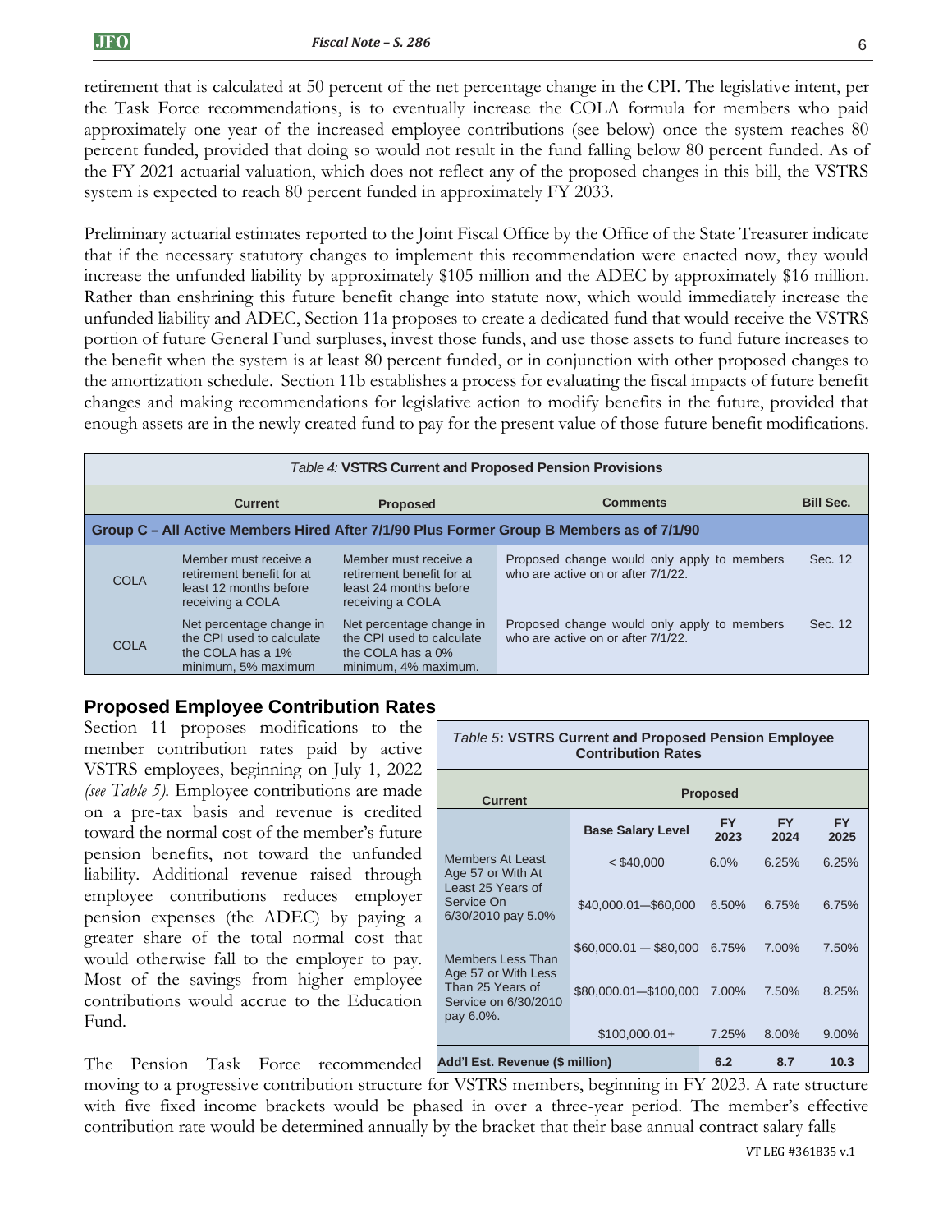retirement that is calculated at 50 percent of the net percentage change in the CPI. The legislative intent, per the Task Force recommendations, is to eventually increase the COLA formula for members who paid approximately one year of the increased employee contributions (see below) once the system reaches 80 percent funded, provided that doing so would not result in the fund falling below 80 percent funded. As of the FY 2021 actuarial valuation, which does not reflect any of the proposed changes in this bill, the VSTRS system is expected to reach 80 percent funded in approximately FY 2033.

Preliminary actuarial estimates reported to the Joint Fiscal Office by the Office of the State Treasurer indicate that if the necessary statutory changes to implement this recommendation were enacted now, they would increase the unfunded liability by approximately $105 million and the ADEC by approximately $16 million. Rather than enshrining this future benefit change into statute now, which would immediately increase the unfunded liability and ADEC, Section 11a proposes to create a dedicated fund that would receive the VSTRS portion of future General Fund surpluses, invest those funds, and use those assets to fund future increases to the benefit when the system is at least 80 percent funded, or in conjunction with other proposed changes to the amortization schedule. Section 11b establishes a process for evaluating the fiscal impacts of future benefit changes and making recommendations for legislative action to modify benefits in the future, provided that enough assets are in the newly created fund to pay for the present value of those future benefit modifications.

*Table 4:* **VSTRS Current and Proposed Pension Provisions**

| | Current | Proposed | Comments | Bill Sec. |
|---|---|---|---|---|
| **Group C – All Active Members Hired After 7/1/90 Plus Former Group B Members as of 7/1/90** | | | | |
| COLA | Member must receive a retirement benefit for at least 12 months before receiving a COLA | Member must receive a retirement benefit for at least 24 months before receiving a COLA | Proposed change would only apply to members who are active on or after 7/1/22. | Sec. 12 |
| COLA | Net percentage change in the CPI used to calculate the COLA has a 1% minimum, 5% maximum | Net percentage change in the CPI used to calculate the COLA has a 0% minimum, 4% maximum. | Proposed change would only apply to members who are active on or after 7/1/22. | Sec. 12 |

## Proposed Employee Contribution Rates

Section 11 proposes modifications to the member contribution rates paid by active VSTRS employees, beginning on July 1, 2022 *(see Table 5)*. Employee contributions are made on a pre-tax basis and revenue is credited toward the normal cost of the member's future pension benefits, not toward the unfunded liability. Additional revenue raised through employee contributions reduces employer pension expenses (the ADEC) by paying a greater share of the total normal cost that would otherwise fall to the employer to pay. Most of the savings from higher employee contributions would accrue to the Education Fund.

*Table 5*: **VSTRS Current and Proposed Pension Employee Contribution Rates**

| Current | Proposed | | | |
|---|---|---|---|---|
| | **Base Salary Level** | **FY 2023** | **FY 2024** | **FY 2025** |
| Members At Least Age 57 or With At Least 25 Years of Service On 6/30/2010 pay 5.0% | < $40,000 | 6.0% | 6.25% | 6.25% |
| | $40,000.01—$60,000 | 6.50% | 6.75% | 6.75% |
| Members Less Than Age 57 or With Less Than 25 Years of Service on 6/30/2010 pay 6.0%. | $60,000.01 — $80,000 | 6.75% | 7.00% | 7.50% |
| | $80,000.01—$100,000 | 7.00% | 7.50% | 8.25% |
| | $100,000.01+ | 7.25% | 8.00% | 9.00% |
| **Add'l Est. Revenue ($ million)** | | **6.2** | **8.7** | **10.3** |

The Pension Task Force recommended moving to a progressive contribution structure for VSTRS members, beginning in FY 2023. A rate structure with five fixed income brackets would be phased in over a three-year period. The member's effective contribution rate would be determined annually by the bracket that their base annual contract salary falls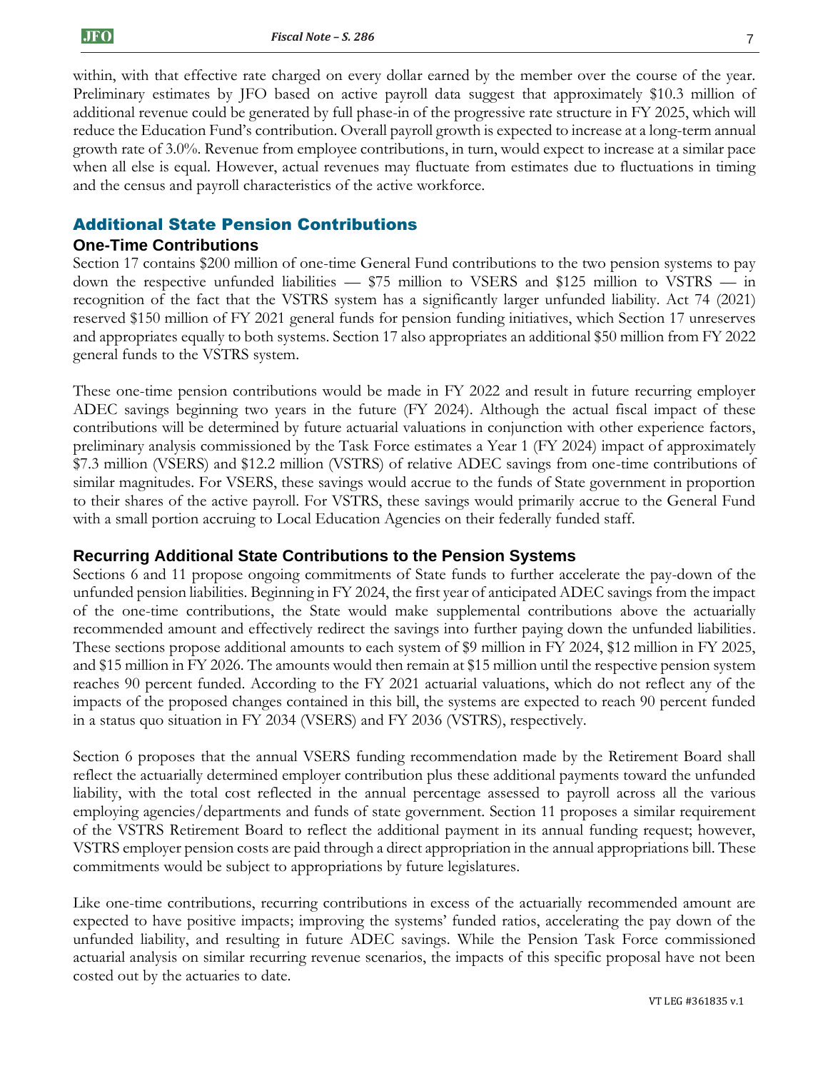within, with that effective rate charged on every dollar earned by the member over the course of the year. Preliminary estimates by JFO based on active payroll data suggest that approximately $10.3 million of additional revenue could be generated by full phase-in of the progressive rate structure in FY 2025, which will reduce the Education Fund's contribution. Overall payroll growth is expected to increase at a long-term annual growth rate of 3.0%. Revenue from employee contributions, in turn, would expect to increase at a similar pace when all else is equal. However, actual revenues may fluctuate from estimates due to fluctuations in timing and the census and payroll characteristics of the active workforce.

## Additional State Pension Contributions

### One-Time Contributions

Section 17 contains $200 million of one-time General Fund contributions to the two pension systems to pay down the respective unfunded liabilities — $75 million to VSERS and $125 million to VSTRS — in recognition of the fact that the VSTRS system has a significantly larger unfunded liability. Act 74 (2021) reserved $150 million of FY 2021 general funds for pension funding initiatives, which Section 17 unreserves and appropriates equally to both systems. Section 17 also appropriates an additional $50 million from FY 2022 general funds to the VSTRS system.

These one-time pension contributions would be made in FY 2022 and result in future recurring employer ADEC savings beginning two years in the future (FY 2024). Although the actual fiscal impact of these contributions will be determined by future actuarial valuations in conjunction with other experience factors, preliminary analysis commissioned by the Task Force estimates a Year 1 (FY 2024) impact of approximately $7.3 million (VSERS) and $12.2 million (VSTRS) of relative ADEC savings from one-time contributions of similar magnitudes. For VSERS, these savings would accrue to the funds of State government in proportion to their shares of the active payroll. For VSTRS, these savings would primarily accrue to the General Fund with a small portion accruing to Local Education Agencies on their federally funded staff.

### Recurring Additional State Contributions to the Pension Systems

Sections 6 and 11 propose ongoing commitments of State funds to further accelerate the pay-down of the unfunded pension liabilities. Beginning in FY 2024, the first year of anticipated ADEC savings from the impact of the one-time contributions, the State would make supplemental contributions above the actuarially recommended amount and effectively redirect the savings into further paying down the unfunded liabilities. These sections propose additional amounts to each system of $9 million in FY 2024, $12 million in FY 2025, and $15 million in FY 2026. The amounts would then remain at $15 million until the respective pension system reaches 90 percent funded. According to the FY 2021 actuarial valuations, which do not reflect any of the impacts of the proposed changes contained in this bill, the systems are expected to reach 90 percent funded in a status quo situation in FY 2034 (VSERS) and FY 2036 (VSTRS), respectively.

Section 6 proposes that the annual VSERS funding recommendation made by the Retirement Board shall reflect the actuarially determined employer contribution plus these additional payments toward the unfunded liability, with the total cost reflected in the annual percentage assessed to payroll across all the various employing agencies/departments and funds of state government. Section 11 proposes a similar requirement of the VSTRS Retirement Board to reflect the additional payment in its annual funding request; however, VSTRS employer pension costs are paid through a direct appropriation in the annual appropriations bill. These commitments would be subject to appropriations by future legislatures.

Like one-time contributions, recurring contributions in excess of the actuarially recommended amount are expected to have positive impacts; improving the systems' funded ratios, accelerating the pay down of the unfunded liability, and resulting in future ADEC savings. While the Pension Task Force commissioned actuarial analysis on similar recurring revenue scenarios, the impacts of this specific proposal have not been costed out by the actuaries to date.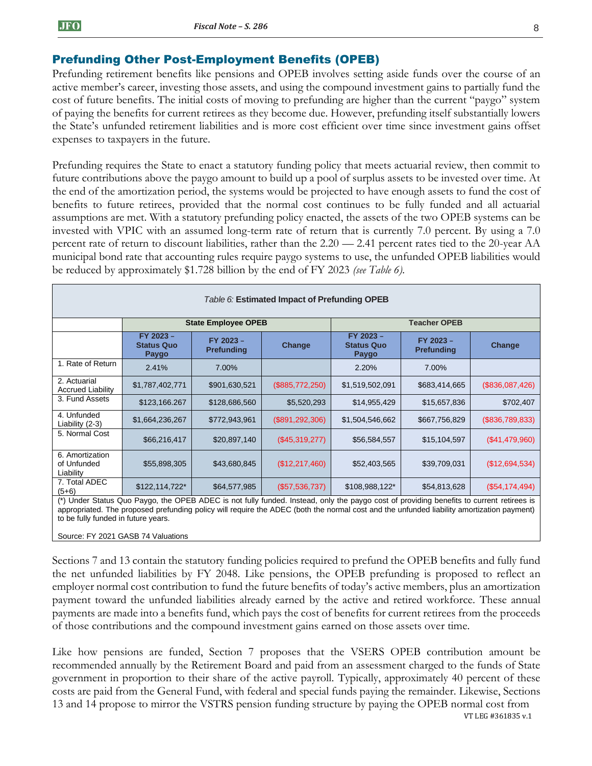## Prefunding Other Post-Employment Benefits (OPEB)

Prefunding retirement benefits like pensions and OPEB involves setting aside funds over the course of an active member's career, investing those assets, and using the compound investment gains to partially fund the cost of future benefits. The initial costs of moving to prefunding are higher than the current "paygo" system of paying the benefits for current retirees as they become due. However, prefunding itself substantially lowers the State's unfunded retirement liabilities and is more cost efficient over time since investment gains offset expenses to taxpayers in the future.

Prefunding requires the State to enact a statutory funding policy that meets actuarial review, then commit to future contributions above the paygo amount to build up a pool of surplus assets to be invested over time. At the end of the amortization period, the systems would be projected to have enough assets to fund the cost of benefits to future retirees, provided that the normal cost continues to be fully funded and all actuarial assumptions are met. With a statutory prefunding policy enacted, the assets of the two OPEB systems can be invested with VPIC with an assumed long-term rate of return that is currently 7.0 percent. By using a 7.0 percent rate of return to discount liabilities, rather than the 2.20 — 2.41 percent rates tied to the 20-year AA municipal bond rate that accounting rules require paygo systems to use, the unfunded OPEB liabilities would be reduced by approximately $1.728 billion by the end of FY 2023 *(see Table 6)*.

*Table 6:* **Estimated Impact of Prefunding OPEB**

| | State Employee OPEB | | | Teacher OPEB | | |
|---|---|---|---|---|---|---|
| | **FY 2023 – Status Quo Paygo** | **FY 2023 – Prefunding** | **Change** | **FY 2023 – Status Quo Paygo** | **FY 2023 – Prefunding** | **Change** |
| 1. Rate of Return | 2.41% | 7.00% | | 2.20% | 7.00% | |
| 2. Actuarial Accrued Liability | $1,787,402,771 | $901,630,521 | ($885,772,250) | $1,519,502,091 | $683,414,665 | ($836,087,426) |
| 3. Fund Assets | $123,166.267 | $128,686,560 | $5,520,293 | $14,955,429 | $15,657,836 | $702,407 |
| 4. Unfunded Liability (2-3) | $1,664,236,267 | $772,943,961 | ($891,292,306) | $1,504,546,662 | $667,756,829 | ($836,789,833) |
| 5. Normal Cost | $66,216,417 | $20,897,140 | ($45,319,277) | $56,584,557 | $15,104,597 | ($41,479,960) |
| 6. Amortization of Unfunded Liability | $55,898,305 | $43,680,845 | ($12,217,460) | $52,403,565 | $39,709,031 | ($12,694,534) |
| 7. Total ADEC (5+6) | $122,114,722* | $64,577,985 | ($57,536,737) | $108,988,122* | $54,813,628 | ($54,174,494) |

(*) Under Status Quo Paygo, the OPEB ADEC is not fully funded. Instead, only the paygo cost of providing benefits to current retirees is appropriated. The proposed prefunding policy will require the ADEC (both the normal cost and the unfunded liability amortization payment) to be fully funded in future years.

Source: FY 2021 GASB 74 Valuations

Sections 7 and 13 contain the statutory funding policies required to prefund the OPEB benefits and fully fund the net unfunded liabilities by FY 2048. Like pensions, the OPEB prefunding is proposed to reflect an employer normal cost contribution to fund the future benefits of today's active members, plus an amortization payment toward the unfunded liabilities already earned by the active and retired workforce. These annual payments are made into a benefits fund, which pays the cost of benefits for current retirees from the proceeds of those contributions and the compound investment gains earned on those assets over time.

Like how pensions are funded, Section 7 proposes that the VSERS OPEB contribution amount be recommended annually by the Retirement Board and paid from an assessment charged to the funds of State government in proportion to their share of the active payroll. Typically, approximately 40 percent of these costs are paid from the General Fund, with federal and special funds paying the remainder. Likewise, Sections 13 and 14 propose to mirror the VSTRS pension funding structure by paying the OPEB normal cost from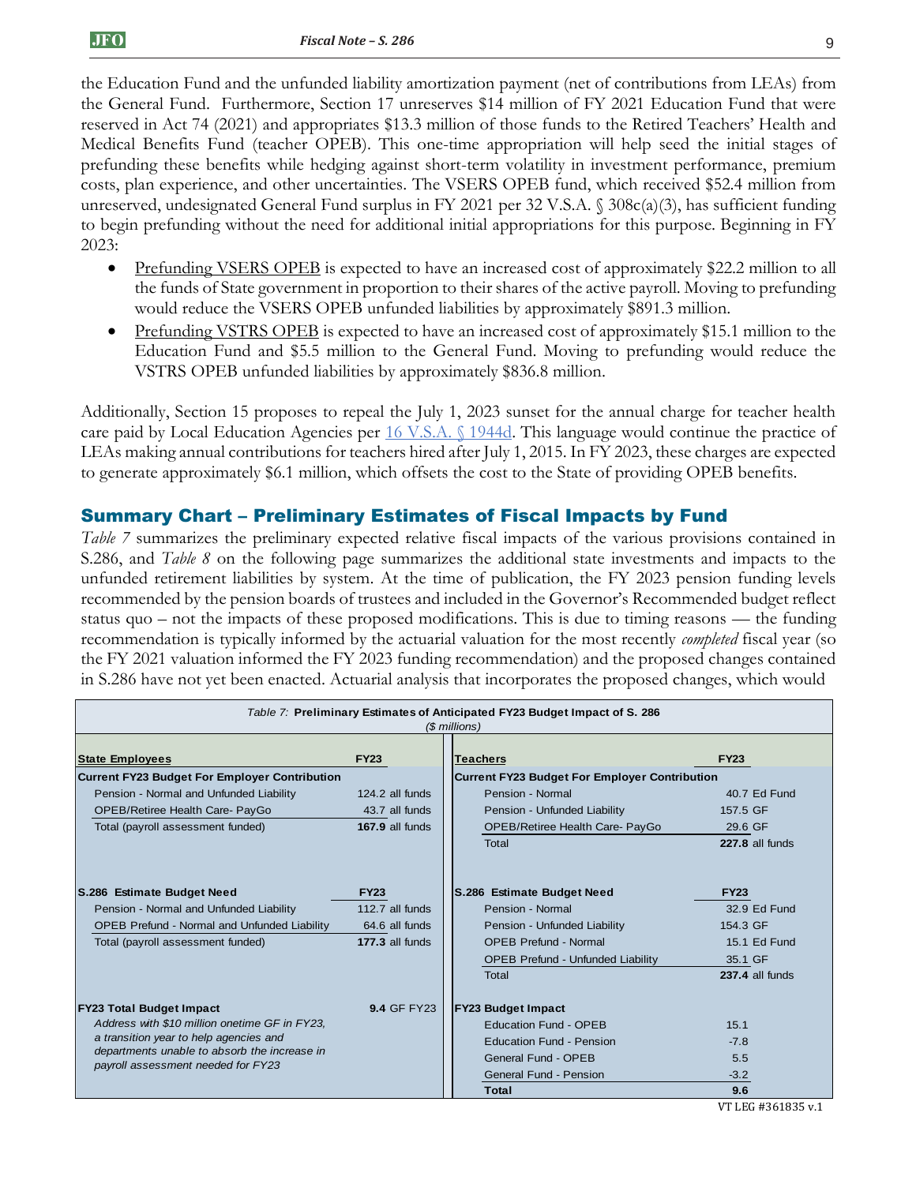the Education Fund and the unfunded liability amortization payment (net of contributions from LEAs) from the General Fund. Furthermore, Section 17 unreserves $14 million of FY 2021 Education Fund that were reserved in Act 74 (2021) and appropriates $13.3 million of those funds to the Retired Teachers' Health and Medical Benefits Fund (teacher OPEB). This one-time appropriation will help seed the initial stages of prefunding these benefits while hedging against short-term volatility in investment performance, premium costs, plan experience, and other uncertainties. The VSERS OPEB fund, which received $52.4 million from unreserved, undesignated General Fund surplus in FY 2021 per 32 V.S.A. § 308c(a)(3), has sufficient funding to begin prefunding without the need for additional initial appropriations for this purpose. Beginning in FY 2023:

- Prefunding VSERS OPEB is expected to have an increased cost of approximately $22.2 million to all the funds of State government in proportion to their shares of the active payroll. Moving to prefunding would reduce the VSERS OPEB unfunded liabilities by approximately $891.3 million.
- Prefunding VSTRS OPEB is expected to have an increased cost of approximately $15.1 million to the Education Fund and $5.5 million to the General Fund. Moving to prefunding would reduce the VSTRS OPEB unfunded liabilities by approximately $836.8 million.

Additionally, Section 15 proposes to repeal the July 1, 2023 sunset for the annual charge for teacher health care paid by Local Education Agencies per 16 V.S.A. § 1944d. This language would continue the practice of LEAs making annual contributions for teachers hired after July 1, 2015. In FY 2023, these charges are expected to generate approximately $6.1 million, which offsets the cost to the State of providing OPEB benefits.

## Summary Chart – Preliminary Estimates of Fiscal Impacts by Fund

*Table 7* summarizes the preliminary expected relative fiscal impacts of the various provisions contained in S.286, and *Table 8* on the following page summarizes the additional state investments and impacts to the unfunded retirement liabilities by system. At the time of publication, the FY 2023 pension funding levels recommended by the pension boards of trustees and included in the Governor's Recommended budget reflect status quo – not the impacts of these proposed modifications. This is due to timing reasons — the funding recommendation is typically informed by the actuarial valuation for the most recently *completed* fiscal year (so the FY 2021 valuation informed the FY 2023 funding recommendation) and the proposed changes contained in S.286 have not yet been enacted. Actuarial analysis that incorporates the proposed changes, which would

*Table 7:* **Preliminary Estimates of Anticipated FY23 Budget Impact of S. 286** *($ millions)*

| State Employees | FY23 | Teachers | FY23 |
|---|---|---|---|
| **Current FY23 Budget For Employer Contribution** | | **Current FY23 Budget For Employer Contribution** | |
| Pension - Normal and Unfunded Liability | 124.2 all funds | Pension - Normal | 40.7 Ed Fund |
| OPEB/Retiree Health Care- PayGo | 43.7 all funds | Pension - Unfunded Liability | 157.5 GF |
| Total (payroll assessment funded) | **167.9** all funds | OPEB/Retiree Health Care- PayGo | 29.6 GF |
| | | Total | **227.8** all funds |
| **S.286 Estimate Budget Need** | **FY23** | **S.286 Estimate Budget Need** | **FY23** |
| Pension - Normal and Unfunded Liability | 112.7 all funds | Pension - Normal | 32.9 Ed Fund |
| OPEB Prefund - Normal and Unfunded Liability | 64.6 all funds | Pension - Unfunded Liability | 154.3 GF |
| Total (payroll assessment funded) | **177.3** all funds | OPEB Prefund - Normal | 15.1 Ed Fund |
| | | OPEB Prefund - Unfunded Liability | 35.1 GF |
| | | Total | **237.4** all funds |
| **FY23 Total Budget Impact** | **9.4** GF FY23 | **FY23 Budget Impact** | |
| *Address with $10 million onetime GF in FY23, a transition year to help agencies and departments unable to absorb the increase in payroll assessment needed for FY23* | | Education Fund - OPEB | 15.1 |
| | | Education Fund - Pension | -7.8 |
| | | General Fund - OPEB | 5.5 |
| | | General Fund - Pension | -3.2 |
| | | **Total** | **9.6** |

VT LEG #361835 v.1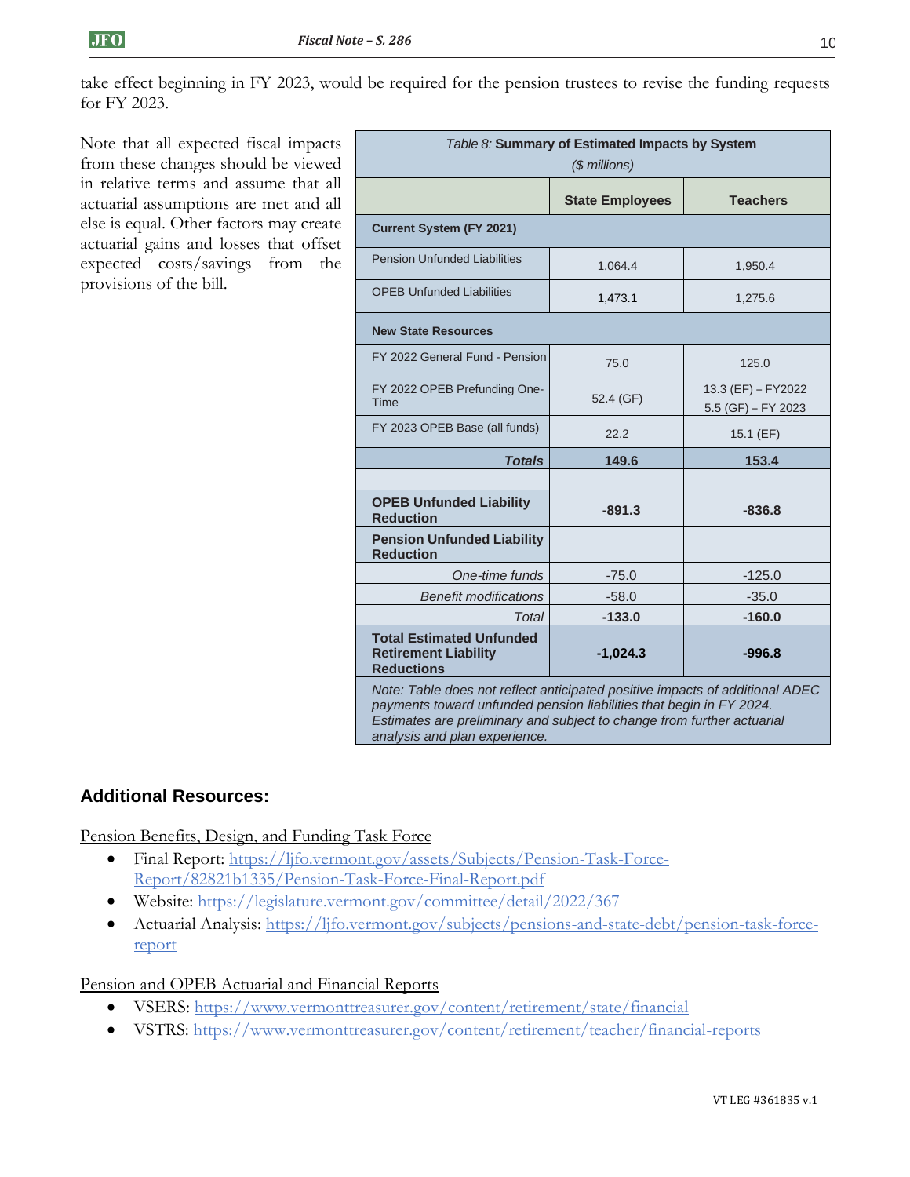take effect beginning in FY 2023, would be required for the pension trustees to revise the funding requests for FY 2023.

Note that all expected fiscal impacts from these changes should be viewed in relative terms and assume that all actuarial assumptions are met and all else is equal. Other factors may create actuarial gains and losses that offset expected costs/savings from the provisions of the bill.

*Table 8:* **Summary of Estimated Impacts by System**
*($ millions)*

| | State Employees | Teachers |
|---|---|---|
| **Current System (FY 2021)** | | |
| Pension Unfunded Liabilities | 1,064.4 | 1,950.4 |
| OPEB Unfunded Liabilities | 1,473.1 | 1,275.6 |
| **New State Resources** | | |
| FY 2022 General Fund - Pension | 75.0 | 125.0 |
| FY 2022 OPEB Prefunding One-Time | 52.4 (GF) | 13.3 (EF) – FY2022<br>5.5 (GF) – FY 2023 |
| FY 2023 OPEB Base (all funds) | 22.2 | 15.1 (EF) |
| ***Totals*** | **149.6** | **153.4** |
| | | |
| **OPEB Unfunded Liability Reduction** | **-891.3** | **-836.8** |
| **Pension Unfunded Liability Reduction** | | |
| *One-time funds* | -75.0 | -125.0 |
| *Benefit modifications* | -58.0 | -35.0 |
| *Total* | **-133.0** | **-160.0** |
| **Total Estimated Unfunded Retirement Liability Reductions** | **-1,024.3** | **-996.8** |

*Note: Table does not reflect anticipated positive impacts of additional ADEC payments toward unfunded pension liabilities that begin in FY 2024. Estimates are preliminary and subject to change from further actuarial analysis and plan experience.*

## Additional Resources:

Pension Benefits, Design, and Funding Task Force

- Final Report: https://ljfo.vermont.gov/assets/Subjects/Pension-Task-Force-Report/82821b1335/Pension-Task-Force-Final-Report.pdf
- Website: https://legislature.vermont.gov/committee/detail/2022/367
- Actuarial Analysis: https://ljfo.vermont.gov/subjects/pensions-and-state-debt/pension-task-force-report

Pension and OPEB Actuarial and Financial Reports

- VSERS: https://www.vermonttreasurer.gov/content/retirement/state/financial
- VSTRS: https://www.vermonttreasurer.gov/content/retirement/teacher/financial-reports

VT LEG #361835 v.1